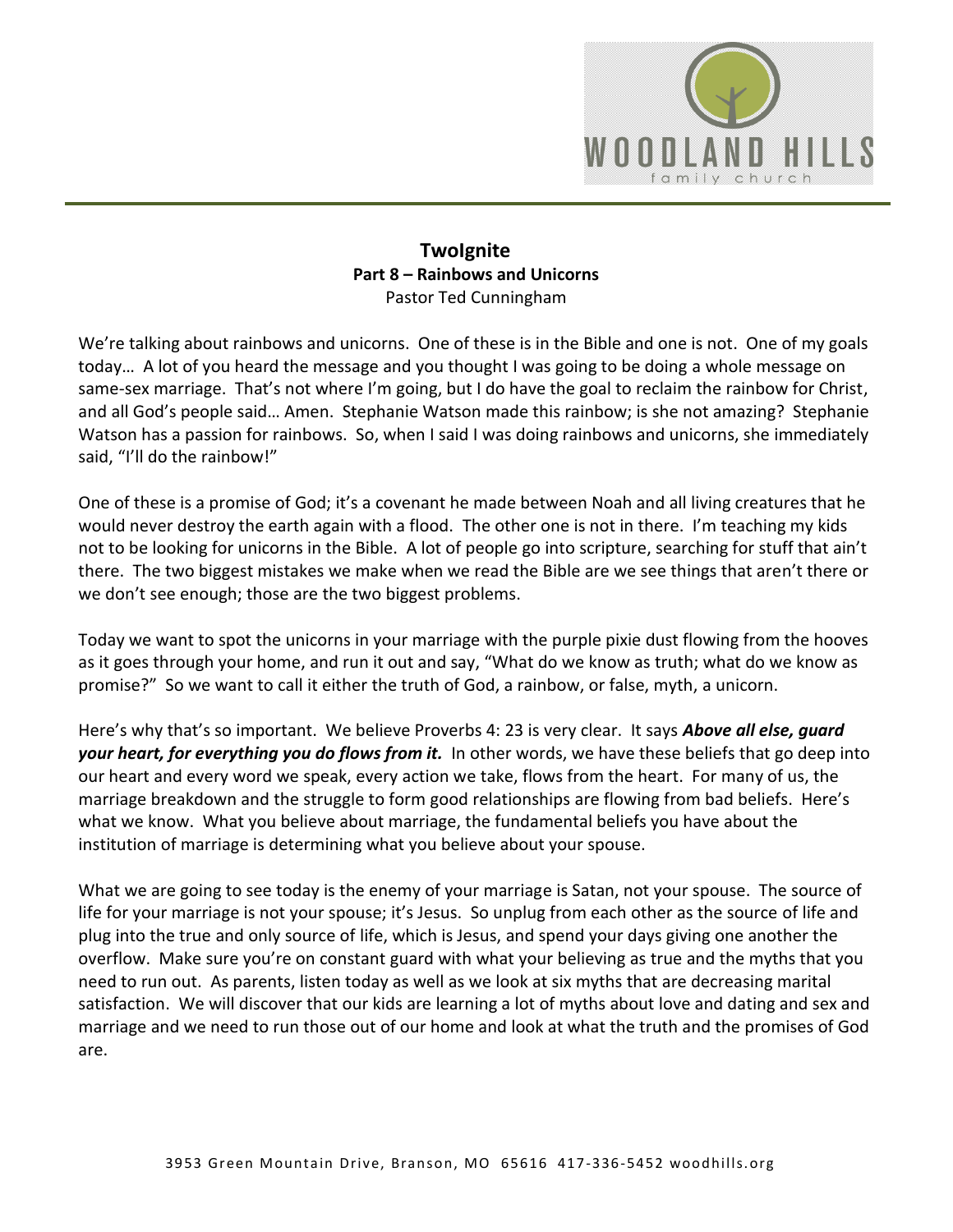# TwoIgnite
## Part 8 – Rainbows and Unicorns
Pastor Ted Cunningham

We're talking about rainbows and unicorns. One of these is in the Bible and one is not. One of my goals today… A lot of you heard the message and you thought I was going to be doing a whole message on same-sex marriage. That's not where I'm going, but I do have the goal to reclaim the rainbow for Christ, and all God's people said… Amen. Stephanie Watson made this rainbow; is she not amazing? Stephanie Watson has a passion for rainbows. So, when I said I was doing rainbows and unicorns, she immediately said, "I'll do the rainbow!"

One of these is a promise of God; it's a covenant he made between Noah and all living creatures that he would never destroy the earth again with a flood. The other one is not in there. I'm teaching my kids not to be looking for unicorns in the Bible. A lot of people go into scripture, searching for stuff that ain't there. The two biggest mistakes we make when we read the Bible are we see things that aren't there or we don't see enough; those are the two biggest problems.

Today we want to spot the unicorns in your marriage with the purple pixie dust flowing from the hooves as it goes through your home, and run it out and say, "What do we know as truth; what do we know as promise?" So we want to call it either the truth of God, a rainbow, or false, myth, a unicorn.

Here's why that's so important. We believe Proverbs 4: 23 is very clear. It says ***Above all else, guard your heart, for everything you do flows from it.*** In other words, we have these beliefs that go deep into our heart and every word we speak, every action we take, flows from the heart. For many of us, the marriage breakdown and the struggle to form good relationships are flowing from bad beliefs. Here's what we know. What you believe about marriage, the fundamental beliefs you have about the institution of marriage is determining what you believe about your spouse.

What we are going to see today is the enemy of your marriage is Satan, not your spouse. The source of life for your marriage is not your spouse; it's Jesus. So unplug from each other as the source of life and plug into the true and only source of life, which is Jesus, and spend your days giving one another the overflow. Make sure you're on constant guard with what your believing as true and the myths that you need to run out. As parents, listen today as well as we look at six myths that are decreasing marital satisfaction. We will discover that our kids are learning a lot of myths about love and dating and sex and marriage and we need to run those out of our home and look at what the truth and the promises of God are.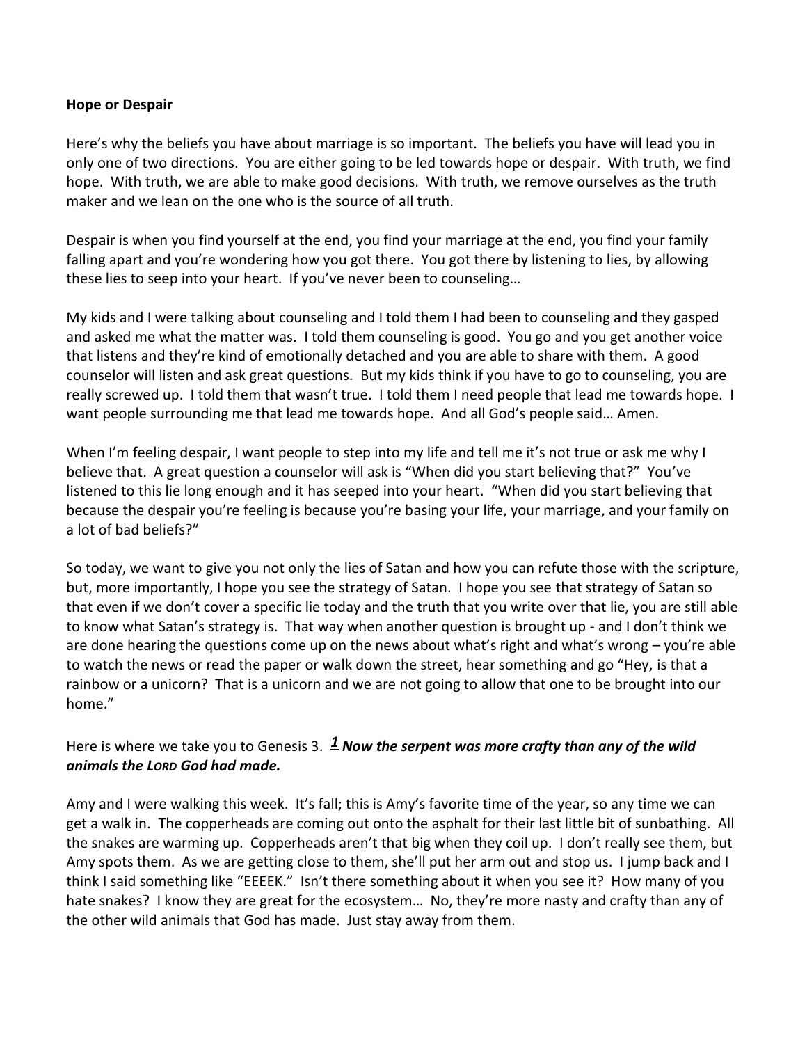**Hope or Despair**

Here's why the beliefs you have about marriage is so important. The beliefs you have will lead you in only one of two directions. You are either going to be led towards hope or despair. With truth, we find hope. With truth, we are able to make good decisions. With truth, we remove ourselves as the truth maker and we lean on the one who is the source of all truth.

Despair is when you find yourself at the end, you find your marriage at the end, you find your family falling apart and you're wondering how you got there. You got there by listening to lies, by allowing these lies to seep into your heart. If you've never been to counseling…

My kids and I were talking about counseling and I told them I had been to counseling and they gasped and asked me what the matter was. I told them counseling is good. You go and you get another voice that listens and they're kind of emotionally detached and you are able to share with them. A good counselor will listen and ask great questions. But my kids think if you have to go to counseling, you are really screwed up. I told them that wasn't true. I told them I need people that lead me towards hope. I want people surrounding me that lead me towards hope. And all God's people said… Amen.

When I'm feeling despair, I want people to step into my life and tell me it's not true or ask me why I believe that. A great question a counselor will ask is "When did you start believing that?" You've listened to this lie long enough and it has seeped into your heart. "When did you start believing that because the despair you're feeling is because you're basing your life, your marriage, and your family on a lot of bad beliefs?"

So today, we want to give you not only the lies of Satan and how you can refute those with the scripture, but, more importantly, I hope you see the strategy of Satan. I hope you see that strategy of Satan so that even if we don't cover a specific lie today and the truth that you write over that lie, you are still able to know what Satan's strategy is. That way when another question is brought up - and I don't think we are done hearing the questions come up on the news about what's right and what's wrong – you're able to watch the news or read the paper or walk down the street, hear something and go "Hey, is that a rainbow or a unicorn? That is a unicorn and we are not going to allow that one to be brought into our home."

Here is where we take you to Genesis 3. ***1 Now the serpent was more crafty than any of the wild animals the LORD God had made.***

Amy and I were walking this week. It's fall; this is Amy's favorite time of the year, so any time we can get a walk in. The copperheads are coming out onto the asphalt for their last little bit of sunbathing. All the snakes are warming up. Copperheads aren't that big when they coil up. I don't really see them, but Amy spots them. As we are getting close to them, she'll put her arm out and stop us. I jump back and I think I said something like "EEEEK." Isn't there something about it when you see it? How many of you hate snakes? I know they are great for the ecosystem… No, they're more nasty and crafty than any of the other wild animals that God has made. Just stay away from them.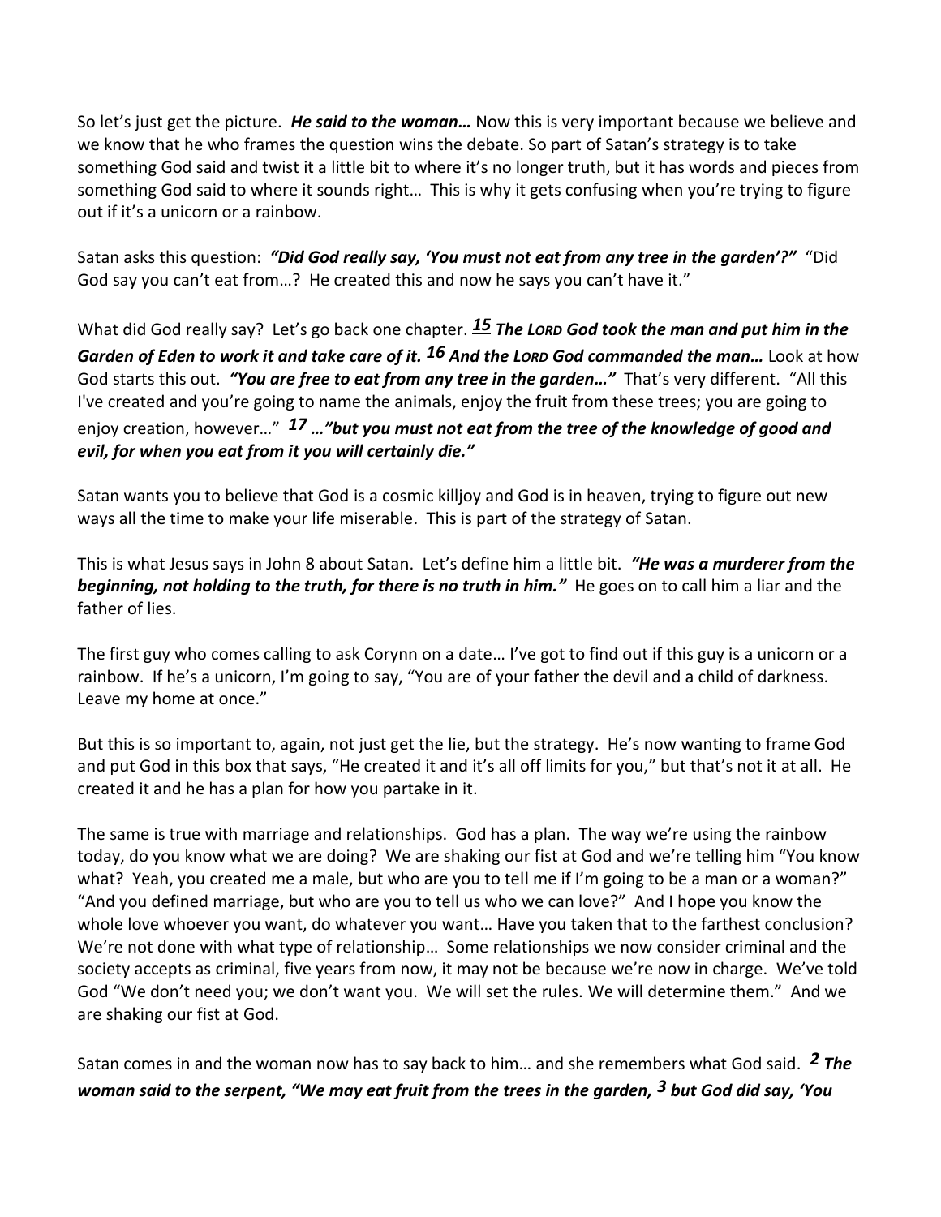So let's just get the picture. ***He said to the woman…*** Now this is very important because we believe and we know that he who frames the question wins the debate. So part of Satan's strategy is to take something God said and twist it a little bit to where it's no longer truth, but it has words and pieces from something God said to where it sounds right… This is why it gets confusing when you're trying to figure out if it's a unicorn or a rainbow.

Satan asks this question: ***"Did God really say, 'You must not eat from any tree in the garden'?"*** "Did God say you can't eat from…? He created this and now he says you can't have it."

What did God really say? Let's go back one chapter. ***15 The LORD God took the man and put him in the Garden of Eden to work it and take care of it. 16 And the LORD God commanded the man…*** Look at how God starts this out. ***"You are free to eat from any tree in the garden…"*** That's very different. "All this I've created and you're going to name the animals, enjoy the fruit from these trees; you are going to enjoy creation, however…" ***17 …"but you must not eat from the tree of the knowledge of good and evil, for when you eat from it you will certainly die."***

Satan wants you to believe that God is a cosmic killjoy and God is in heaven, trying to figure out new ways all the time to make your life miserable. This is part of the strategy of Satan.

This is what Jesus says in John 8 about Satan. Let's define him a little bit. ***"He was a murderer from the beginning, not holding to the truth, for there is no truth in him."*** He goes on to call him a liar and the father of lies.

The first guy who comes calling to ask Corynn on a date… I've got to find out if this guy is a unicorn or a rainbow. If he's a unicorn, I'm going to say, "You are of your father the devil and a child of darkness. Leave my home at once."

But this is so important to, again, not just get the lie, but the strategy. He's now wanting to frame God and put God in this box that says, "He created it and it's all off limits for you," but that's not it at all. He created it and he has a plan for how you partake in it.

The same is true with marriage and relationships. God has a plan. The way we're using the rainbow today, do you know what we are doing? We are shaking our fist at God and we're telling him "You know what? Yeah, you created me a male, but who are you to tell me if I'm going to be a man or a woman?" "And you defined marriage, but who are you to tell us who we can love?" And I hope you know the whole love whoever you want, do whatever you want… Have you taken that to the farthest conclusion? We're not done with what type of relationship… Some relationships we now consider criminal and the society accepts as criminal, five years from now, it may not be because we're now in charge. We've told God "We don't need you; we don't want you. We will set the rules. We will determine them." And we are shaking our fist at God.

Satan comes in and the woman now has to say back to him… and she remembers what God said. ***2 The woman said to the serpent, "We may eat fruit from the trees in the garden, 3 but God did say, 'You***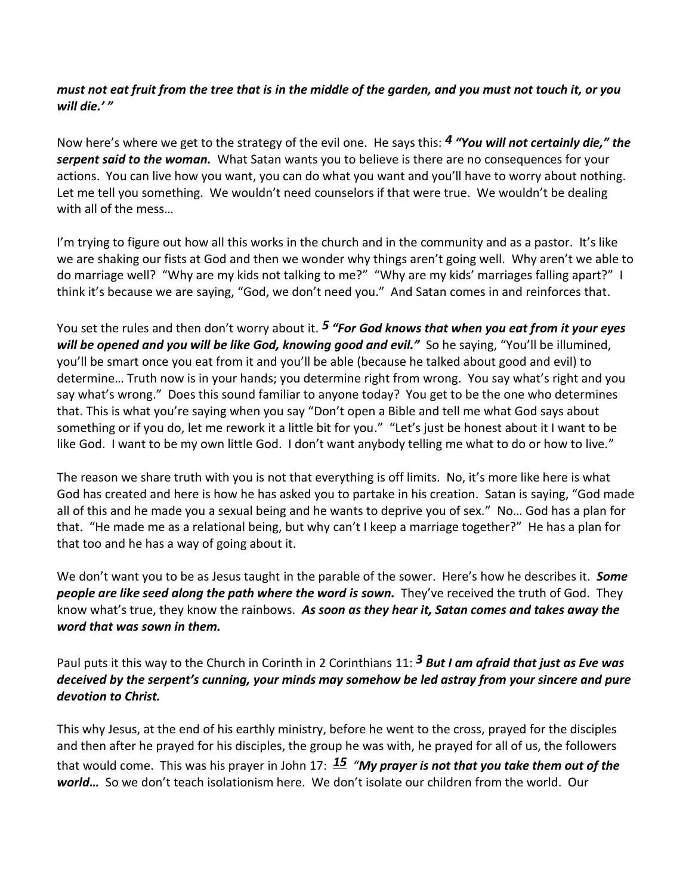***must not eat fruit from the tree that is in the middle of the garden, and you must not touch it, or you will die.' "***

Now here's where we get to the strategy of the evil one. He says this: ***4 "You will not certainly die," the serpent said to the woman.*** What Satan wants you to believe is there are no consequences for your actions. You can live how you want, you can do what you want and you'll have to worry about nothing. Let me tell you something. We wouldn't need counselors if that were true. We wouldn't be dealing with all of the mess…

I'm trying to figure out how all this works in the church and in the community and as a pastor. It's like we are shaking our fists at God and then we wonder why things aren't going well. Why aren't we able to do marriage well? "Why are my kids not talking to me?" "Why are my kids' marriages falling apart?" I think it's because we are saying, "God, we don't need you." And Satan comes in and reinforces that.

You set the rules and then don't worry about it. ***5 "For God knows that when you eat from it your eyes will be opened and you will be like God, knowing good and evil."*** So he saying, "You'll be illumined, you'll be smart once you eat from it and you'll be able (because he talked about good and evil) to determine… Truth now is in your hands; you determine right from wrong. You say what's right and you say what's wrong." Does this sound familiar to anyone today? You get to be the one who determines that. This is what you're saying when you say "Don't open a Bible and tell me what God says about something or if you do, let me rework it a little bit for you." "Let's just be honest about it I want to be like God. I want to be my own little God. I don't want anybody telling me what to do or how to live."

The reason we share truth with you is not that everything is off limits. No, it's more like here is what God has created and here is how he has asked you to partake in his creation. Satan is saying, "God made all of this and he made you a sexual being and he wants to deprive you of sex." No… God has a plan for that. "He made me as a relational being, but why can't I keep a marriage together?" He has a plan for that too and he has a way of going about it.

We don't want you to be as Jesus taught in the parable of the sower. Here's how he describes it. ***Some people are like seed along the path where the word is sown.*** They've received the truth of God. They know what's true, they know the rainbows. ***As soon as they hear it, Satan comes and takes away the word that was sown in them.***

Paul puts it this way to the Church in Corinth in 2 Corinthians 11: ***3 But I am afraid that just as Eve was deceived by the serpent's cunning, your minds may somehow be led astray from your sincere and pure devotion to Christ.***

This why Jesus, at the end of his earthly ministry, before he went to the cross, prayed for the disciples and then after he prayed for his disciples, the group he was with, he prayed for all of us, the followers that would come. This was his prayer in John 17: ***15 "My prayer is not that you take them out of the world…*** So we don't teach isolationism here. We don't isolate our children from the world. Our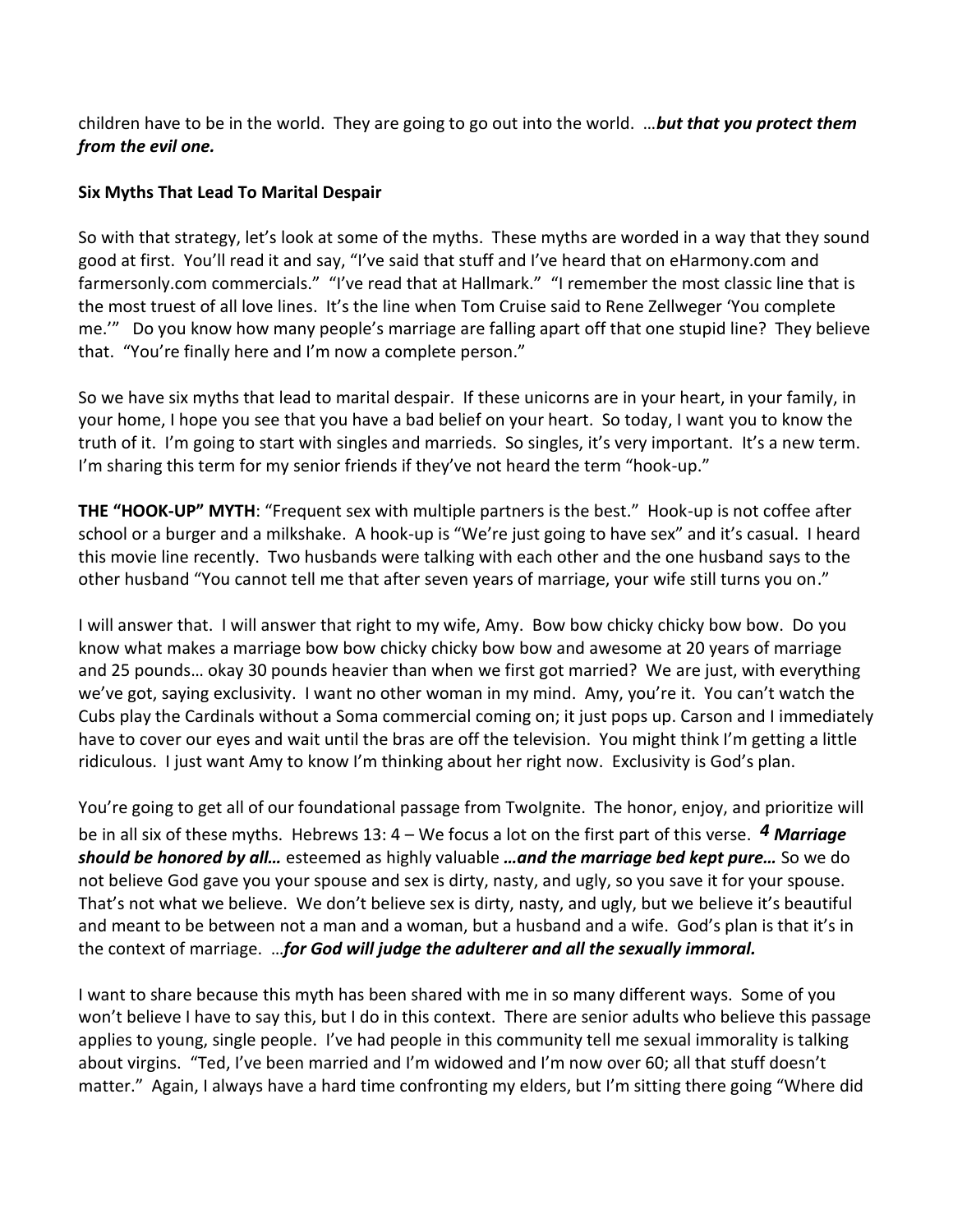children have to be in the world. They are going to go out into the world. …***but that you protect them from the evil one.***

**Six Myths That Lead To Marital Despair**

So with that strategy, let's look at some of the myths. These myths are worded in a way that they sound good at first. You'll read it and say, "I've said that stuff and I've heard that on eHarmony.com and farmersonly.com commercials." "I've read that at Hallmark." "I remember the most classic line that is the most truest of all love lines. It's the line when Tom Cruise said to Rene Zellweger 'You complete me.'" Do you know how many people's marriage are falling apart off that one stupid line? They believe that. "You're finally here and I'm now a complete person."

So we have six myths that lead to marital despair. If these unicorns are in your heart, in your family, in your home, I hope you see that you have a bad belief on your heart. So today, I want you to know the truth of it. I'm going to start with singles and marrieds. So singles, it's very important. It's a new term. I'm sharing this term for my senior friends if they've not heard the term "hook-up."

**THE "HOOK-UP" MYTH**: "Frequent sex with multiple partners is the best." Hook-up is not coffee after school or a burger and a milkshake. A hook-up is "We're just going to have sex" and it's casual. I heard this movie line recently. Two husbands were talking with each other and the one husband says to the other husband "You cannot tell me that after seven years of marriage, your wife still turns you on."

I will answer that. I will answer that right to my wife, Amy. Bow bow chicky chicky bow bow. Do you know what makes a marriage bow bow chicky chicky bow bow and awesome at 20 years of marriage and 25 pounds… okay 30 pounds heavier than when we first got married? We are just, with everything we've got, saying exclusivity. I want no other woman in my mind. Amy, you're it. You can't watch the Cubs play the Cardinals without a Soma commercial coming on; it just pops up. Carson and I immediately have to cover our eyes and wait until the bras are off the television. You might think I'm getting a little ridiculous. I just want Amy to know I'm thinking about her right now. Exclusivity is God's plan.

You're going to get all of our foundational passage from TwoIgnite. The honor, enjoy, and prioritize will be in all six of these myths. Hebrews 13: 4 – We focus a lot on the first part of this verse. ***4 Marriage should be honored by all…*** esteemed as highly valuable ***…and the marriage bed kept pure…*** So we do not believe God gave you your spouse and sex is dirty, nasty, and ugly, so you save it for your spouse. That's not what we believe. We don't believe sex is dirty, nasty, and ugly, but we believe it's beautiful and meant to be between not a man and a woman, but a husband and a wife. God's plan is that it's in the context of marriage. …***for God will judge the adulterer and all the sexually immoral.***

I want to share because this myth has been shared with me in so many different ways. Some of you won't believe I have to say this, but I do in this context. There are senior adults who believe this passage applies to young, single people. I've had people in this community tell me sexual immorality is talking about virgins. "Ted, I've been married and I'm widowed and I'm now over 60; all that stuff doesn't matter." Again, I always have a hard time confronting my elders, but I'm sitting there going "Where did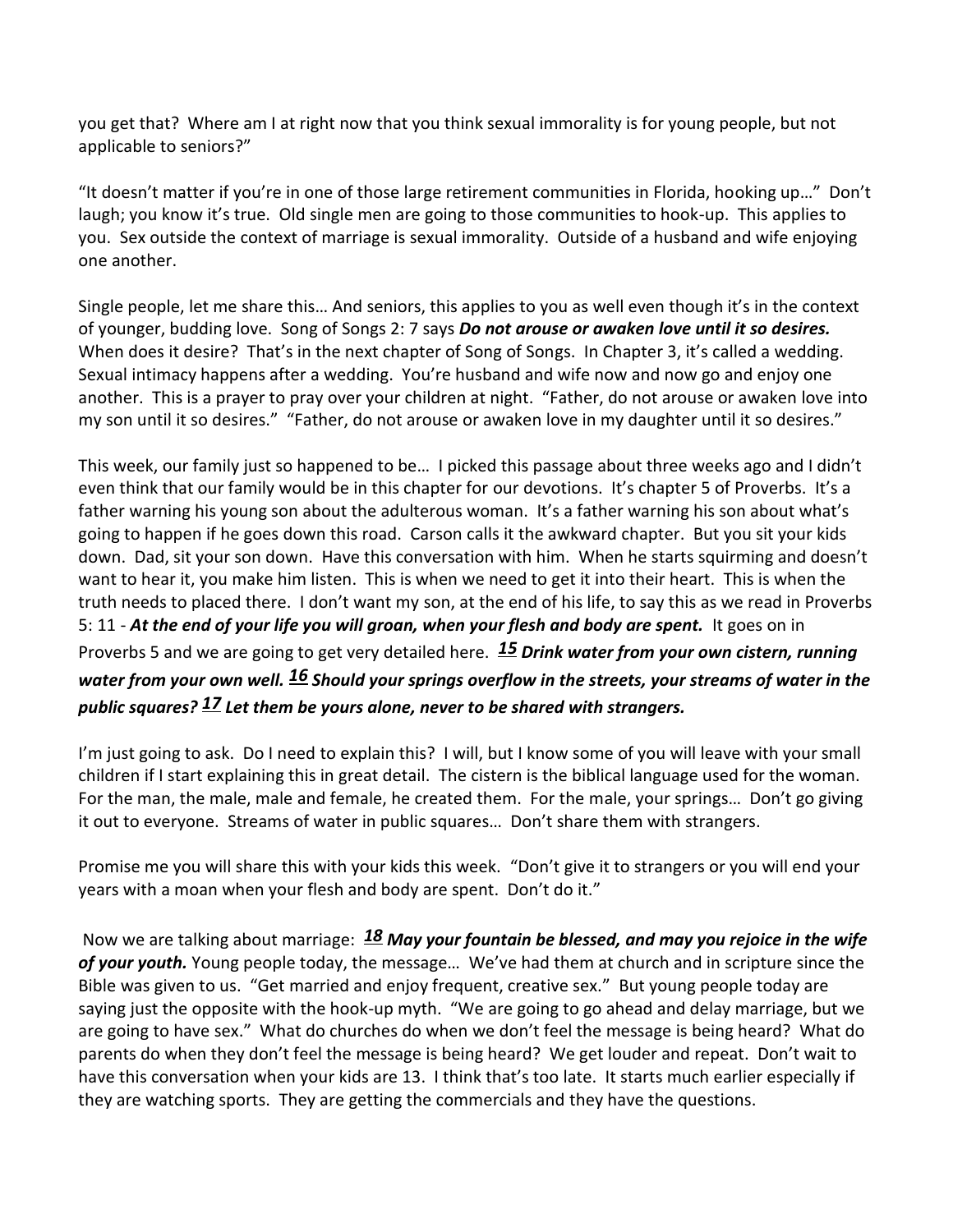you get that? Where am I at right now that you think sexual immorality is for young people, but not applicable to seniors?"

"It doesn't matter if you're in one of those large retirement communities in Florida, hooking up…" Don't laugh; you know it's true. Old single men are going to those communities to hook-up. This applies to you. Sex outside the context of marriage is sexual immorality. Outside of a husband and wife enjoying one another.

Single people, let me share this… And seniors, this applies to you as well even though it's in the context of younger, budding love. Song of Songs 2: 7 says ***Do not arouse or awaken love until it so desires.*** When does it desire? That's in the next chapter of Song of Songs. In Chapter 3, it's called a wedding. Sexual intimacy happens after a wedding. You're husband and wife now and now go and enjoy one another. This is a prayer to pray over your children at night. "Father, do not arouse or awaken love into my son until it so desires." "Father, do not arouse or awaken love in my daughter until it so desires."

This week, our family just so happened to be… I picked this passage about three weeks ago and I didn't even think that our family would be in this chapter for our devotions. It's chapter 5 of Proverbs. It's a father warning his young son about the adulterous woman. It's a father warning his son about what's going to happen if he goes down this road. Carson calls it the awkward chapter. But you sit your kids down. Dad, sit your son down. Have this conversation with him. When he starts squirming and doesn't want to hear it, you make him listen. This is when we need to get it into their heart. This is when the truth needs to placed there. I don't want my son, at the end of his life, to say this as we read in Proverbs 5: 11 - ***At the end of your life you will groan, when your flesh and body are spent.*** It goes on in Proverbs 5 and we are going to get very detailed here. ***15 Drink water from your own cistern, running water from your own well. 16 Should your springs overflow in the streets, your streams of water in the public squares? 17 Let them be yours alone, never to be shared with strangers.***

I'm just going to ask. Do I need to explain this? I will, but I know some of you will leave with your small children if I start explaining this in great detail. The cistern is the biblical language used for the woman. For the man, the male, male and female, he created them. For the male, your springs… Don't go giving it out to everyone. Streams of water in public squares… Don't share them with strangers.

Promise me you will share this with your kids this week. "Don't give it to strangers or you will end your years with a moan when your flesh and body are spent. Don't do it."

Now we are talking about marriage: ***18 May your fountain be blessed, and may you rejoice in the wife of your youth.*** Young people today, the message… We've had them at church and in scripture since the Bible was given to us. "Get married and enjoy frequent, creative sex." But young people today are saying just the opposite with the hook-up myth. "We are going to go ahead and delay marriage, but we are going to have sex." What do churches do when we don't feel the message is being heard? What do parents do when they don't feel the message is being heard? We get louder and repeat. Don't wait to have this conversation when your kids are 13. I think that's too late. It starts much earlier especially if they are watching sports. They are getting the commercials and they have the questions.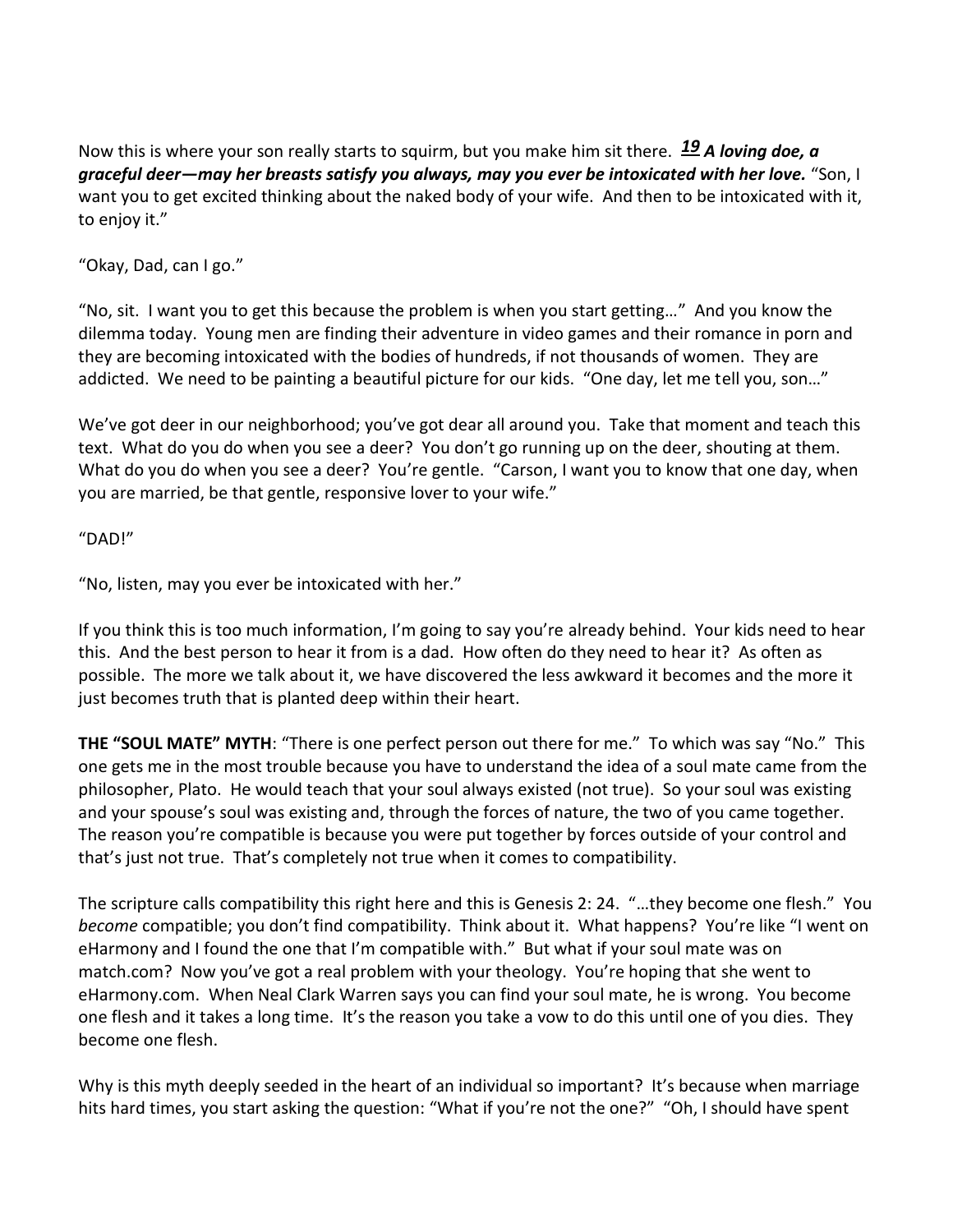Now this is where your son really starts to squirm, but you make him sit there. ***19*** ***A loving doe, a graceful deer—may her breasts satisfy you always, may you ever be intoxicated with her love.*** "Son, I want you to get excited thinking about the naked body of your wife. And then to be intoxicated with it, to enjoy it."

"Okay, Dad, can I go."

"No, sit. I want you to get this because the problem is when you start getting…" And you know the dilemma today. Young men are finding their adventure in video games and their romance in porn and they are becoming intoxicated with the bodies of hundreds, if not thousands of women. They are addicted. We need to be painting a beautiful picture for our kids. "One day, let me tell you, son…"

We've got deer in our neighborhood; you've got dear all around you. Take that moment and teach this text. What do you do when you see a deer? You don't go running up on the deer, shouting at them. What do you do when you see a deer? You're gentle. "Carson, I want you to know that one day, when you are married, be that gentle, responsive lover to your wife."

"DAD!"

"No, listen, may you ever be intoxicated with her."

If you think this is too much information, I'm going to say you're already behind. Your kids need to hear this. And the best person to hear it from is a dad. How often do they need to hear it? As often as possible. The more we talk about it, we have discovered the less awkward it becomes and the more it just becomes truth that is planted deep within their heart.

**THE "SOUL MATE" MYTH**: "There is one perfect person out there for me." To which was say "No." This one gets me in the most trouble because you have to understand the idea of a soul mate came from the philosopher, Plato. He would teach that your soul always existed (not true). So your soul was existing and your spouse's soul was existing and, through the forces of nature, the two of you came together. The reason you're compatible is because you were put together by forces outside of your control and that's just not true. That's completely not true when it comes to compatibility.

The scripture calls compatibility this right here and this is Genesis 2: 24. "…they become one flesh." You *become* compatible; you don't find compatibility. Think about it. What happens? You're like "I went on eHarmony and I found the one that I'm compatible with." But what if your soul mate was on match.com? Now you've got a real problem with your theology. You're hoping that she went to eHarmony.com. When Neal Clark Warren says you can find your soul mate, he is wrong. You become one flesh and it takes a long time. It's the reason you take a vow to do this until one of you dies. They become one flesh.

Why is this myth deeply seeded in the heart of an individual so important? It's because when marriage hits hard times, you start asking the question: "What if you're not the one?" "Oh, I should have spent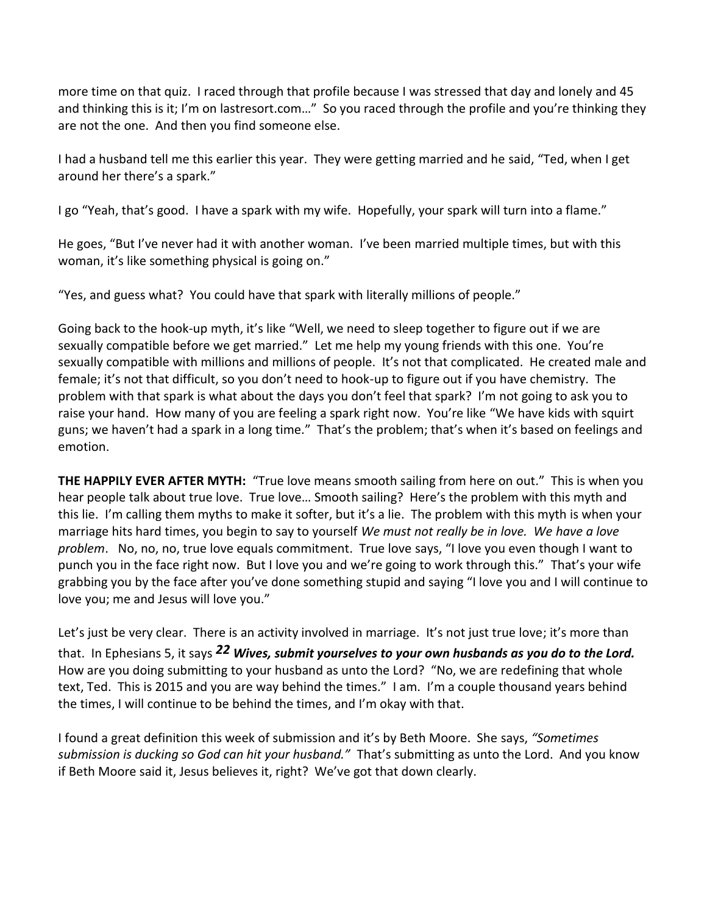more time on that quiz. I raced through that profile because I was stressed that day and lonely and 45 and thinking this is it; I'm on lastresort.com…" So you raced through the profile and you're thinking they are not the one. And then you find someone else.

I had a husband tell me this earlier this year. They were getting married and he said, "Ted, when I get around her there's a spark."

I go "Yeah, that's good. I have a spark with my wife. Hopefully, your spark will turn into a flame."

He goes, "But I've never had it with another woman. I've been married multiple times, but with this woman, it's like something physical is going on."

"Yes, and guess what? You could have that spark with literally millions of people."

Going back to the hook-up myth, it's like "Well, we need to sleep together to figure out if we are sexually compatible before we get married." Let me help my young friends with this one. You're sexually compatible with millions and millions of people. It's not that complicated. He created male and female; it's not that difficult, so you don't need to hook-up to figure out if you have chemistry. The problem with that spark is what about the days you don't feel that spark? I'm not going to ask you to raise your hand. How many of you are feeling a spark right now. You're like "We have kids with squirt guns; we haven't had a spark in a long time." That's the problem; that's when it's based on feelings and emotion.

**THE HAPPILY EVER AFTER MYTH:** "True love means smooth sailing from here on out." This is when you hear people talk about true love. True love… Smooth sailing? Here's the problem with this myth and this lie. I'm calling them myths to make it softer, but it's a lie. The problem with this myth is when your marriage hits hard times, you begin to say to yourself *We must not really be in love. We have a love problem*. No, no, no, true love equals commitment. True love says, "I love you even though I want to punch you in the face right now. But I love you and we're going to work through this." That's your wife grabbing you by the face after you've done something stupid and saying "I love you and I will continue to love you; me and Jesus will love you."

Let's just be very clear. There is an activity involved in marriage. It's not just true love; it's more than that. In Ephesians 5, it says ***22 Wives, submit yourselves to your own husbands as you do to the Lord.*** How are you doing submitting to your husband as unto the Lord? "No, we are redefining that whole text, Ted. This is 2015 and you are way behind the times." I am. I'm a couple thousand years behind the times, I will continue to be behind the times, and I'm okay with that.

I found a great definition this week of submission and it's by Beth Moore. She says, *"Sometimes submission is ducking so God can hit your husband."* That's submitting as unto the Lord. And you know if Beth Moore said it, Jesus believes it, right? We've got that down clearly.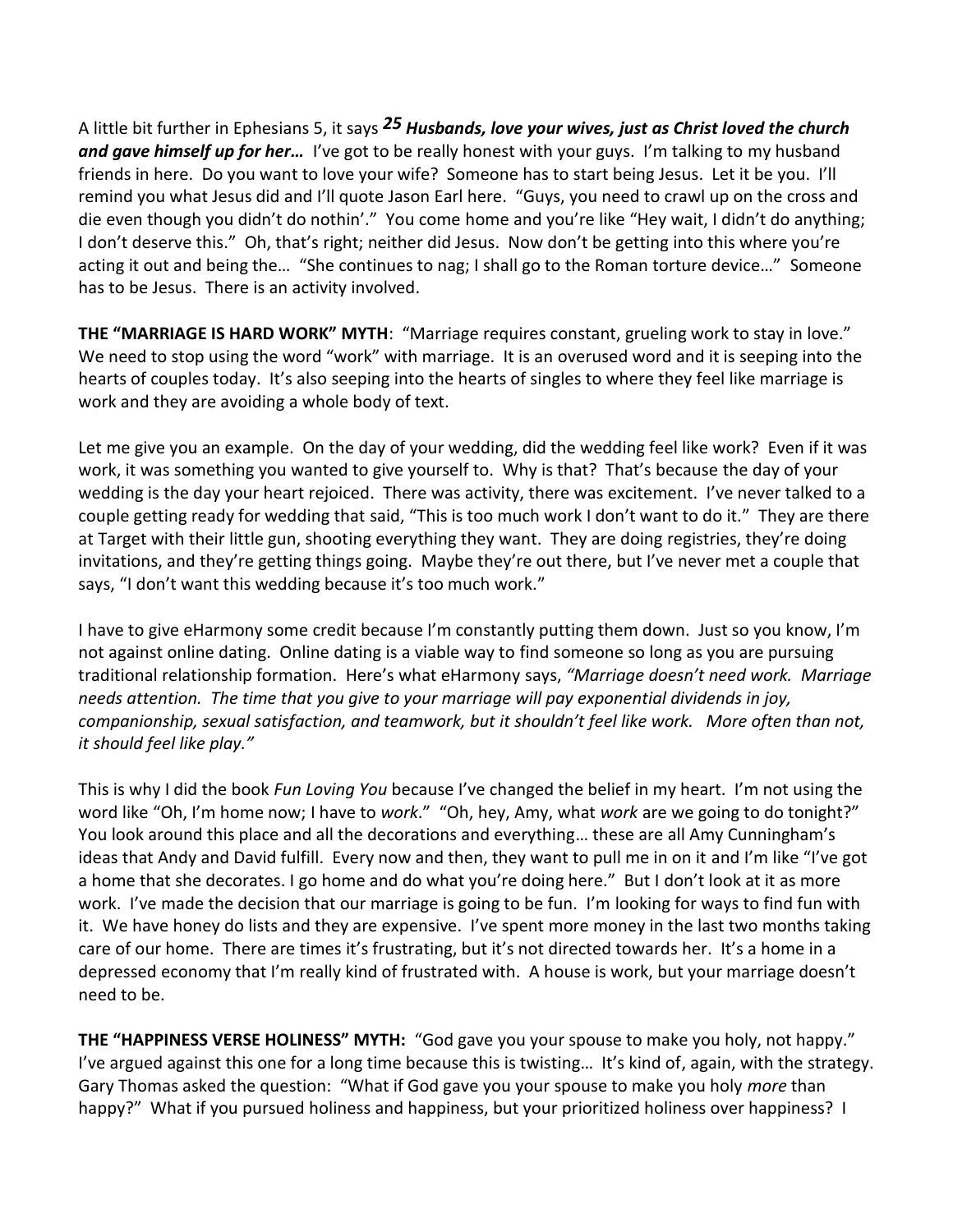A little bit further in Ephesians 5, it says ***25 Husbands, love your wives, just as Christ loved the church and gave himself up for her…*** I've got to be really honest with your guys. I'm talking to my husband friends in here. Do you want to love your wife? Someone has to start being Jesus. Let it be you. I'll remind you what Jesus did and I'll quote Jason Earl here. "Guys, you need to crawl up on the cross and die even though you didn't do nothin'." You come home and you're like "Hey wait, I didn't do anything; I don't deserve this." Oh, that's right; neither did Jesus. Now don't be getting into this where you're acting it out and being the… "She continues to nag; I shall go to the Roman torture device…" Someone has to be Jesus. There is an activity involved.

**THE "MARRIAGE IS HARD WORK" MYTH**: "Marriage requires constant, grueling work to stay in love." We need to stop using the word "work" with marriage. It is an overused word and it is seeping into the hearts of couples today. It's also seeping into the hearts of singles to where they feel like marriage is work and they are avoiding a whole body of text.

Let me give you an example. On the day of your wedding, did the wedding feel like work? Even if it was work, it was something you wanted to give yourself to. Why is that? That's because the day of your wedding is the day your heart rejoiced. There was activity, there was excitement. I've never talked to a couple getting ready for wedding that said, "This is too much work I don't want to do it." They are there at Target with their little gun, shooting everything they want. They are doing registries, they're doing invitations, and they're getting things going. Maybe they're out there, but I've never met a couple that says, "I don't want this wedding because it's too much work."

I have to give eHarmony some credit because I'm constantly putting them down. Just so you know, I'm not against online dating. Online dating is a viable way to find someone so long as you are pursuing traditional relationship formation. Here's what eHarmony says, *"Marriage doesn't need work. Marriage needs attention. The time that you give to your marriage will pay exponential dividends in joy, companionship, sexual satisfaction, and teamwork, but it shouldn't feel like work. More often than not, it should feel like play."*

This is why I did the book *Fun Loving You* because I've changed the belief in my heart. I'm not using the word like "Oh, I'm home now; I have to *work*." "Oh, hey, Amy, what *work* are we going to do tonight?" You look around this place and all the decorations and everything… these are all Amy Cunningham's ideas that Andy and David fulfill. Every now and then, they want to pull me in on it and I'm like "I've got a home that she decorates. I go home and do what you're doing here." But I don't look at it as more work. I've made the decision that our marriage is going to be fun. I'm looking for ways to find fun with it. We have honey do lists and they are expensive. I've spent more money in the last two months taking care of our home. There are times it's frustrating, but it's not directed towards her. It's a home in a depressed economy that I'm really kind of frustrated with. A house is work, but your marriage doesn't need to be.

**THE "HAPPINESS VERSE HOLINESS" MYTH:** "God gave you your spouse to make you holy, not happy." I've argued against this one for a long time because this is twisting… It's kind of, again, with the strategy. Gary Thomas asked the question: "What if God gave you your spouse to make you holy *more* than happy?" What if you pursued holiness and happiness, but your prioritized holiness over happiness? I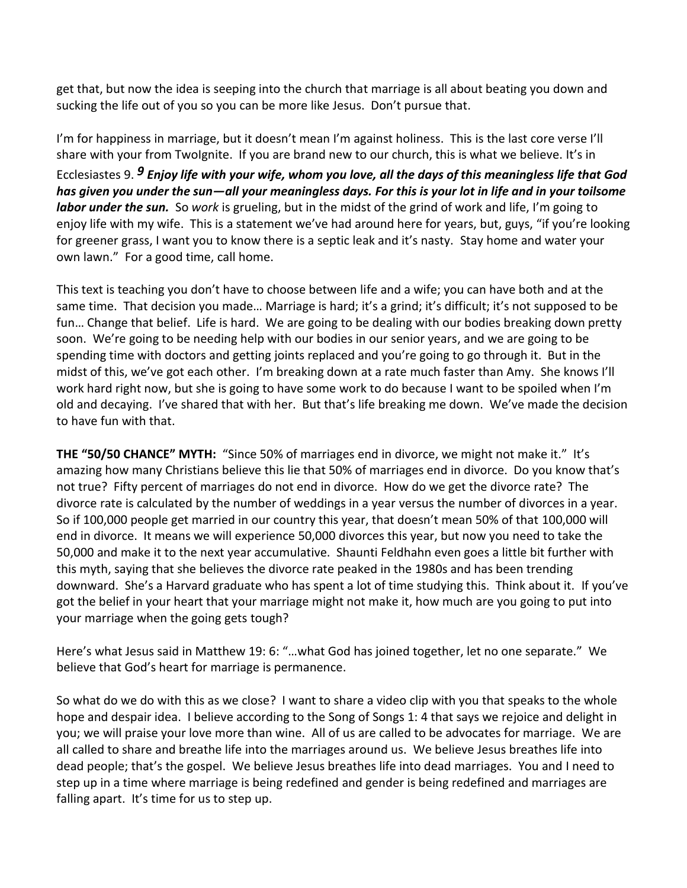get that, but now the idea is seeping into the church that marriage is all about beating you down and sucking the life out of you so you can be more like Jesus. Don't pursue that.

I'm for happiness in marriage, but it doesn't mean I'm against holiness. This is the last core verse I'll share with your from TwoIgnite. If you are brand new to our church, this is what we believe. It's in Ecclesiastes 9. ***9 Enjoy life with your wife, whom you love, all the days of this meaningless life that God has given you under the sun—all your meaningless days. For this is your lot in life and in your toilsome labor under the sun.*** So *work* is grueling, but in the midst of the grind of work and life, I'm going to enjoy life with my wife. This is a statement we've had around here for years, but, guys, "if you're looking for greener grass, I want you to know there is a septic leak and it's nasty. Stay home and water your own lawn." For a good time, call home.

This text is teaching you don't have to choose between life and a wife; you can have both and at the same time. That decision you made… Marriage is hard; it's a grind; it's difficult; it's not supposed to be fun… Change that belief. Life is hard. We are going to be dealing with our bodies breaking down pretty soon. We're going to be needing help with our bodies in our senior years, and we are going to be spending time with doctors and getting joints replaced and you're going to go through it. But in the midst of this, we've got each other. I'm breaking down at a rate much faster than Amy. She knows I'll work hard right now, but she is going to have some work to do because I want to be spoiled when I'm old and decaying. I've shared that with her. But that's life breaking me down. We've made the decision to have fun with that.

**THE "50/50 CHANCE" MYTH:** "Since 50% of marriages end in divorce, we might not make it." It's amazing how many Christians believe this lie that 50% of marriages end in divorce. Do you know that's not true? Fifty percent of marriages do not end in divorce. How do we get the divorce rate? The divorce rate is calculated by the number of weddings in a year versus the number of divorces in a year. So if 100,000 people get married in our country this year, that doesn't mean 50% of that 100,000 will end in divorce. It means we will experience 50,000 divorces this year, but now you need to take the 50,000 and make it to the next year accumulative. Shaunti Feldhahn even goes a little bit further with this myth, saying that she believes the divorce rate peaked in the 1980s and has been trending downward. She's a Harvard graduate who has spent a lot of time studying this. Think about it. If you've got the belief in your heart that your marriage might not make it, how much are you going to put into your marriage when the going gets tough?

Here's what Jesus said in Matthew 19: 6: "…what God has joined together, let no one separate." We believe that God's heart for marriage is permanence.

So what do we do with this as we close? I want to share a video clip with you that speaks to the whole hope and despair idea. I believe according to the Song of Songs 1: 4 that says we rejoice and delight in you; we will praise your love more than wine. All of us are called to be advocates for marriage. We are all called to share and breathe life into the marriages around us. We believe Jesus breathes life into dead people; that's the gospel. We believe Jesus breathes life into dead marriages. You and I need to step up in a time where marriage is being redefined and gender is being redefined and marriages are falling apart. It's time for us to step up.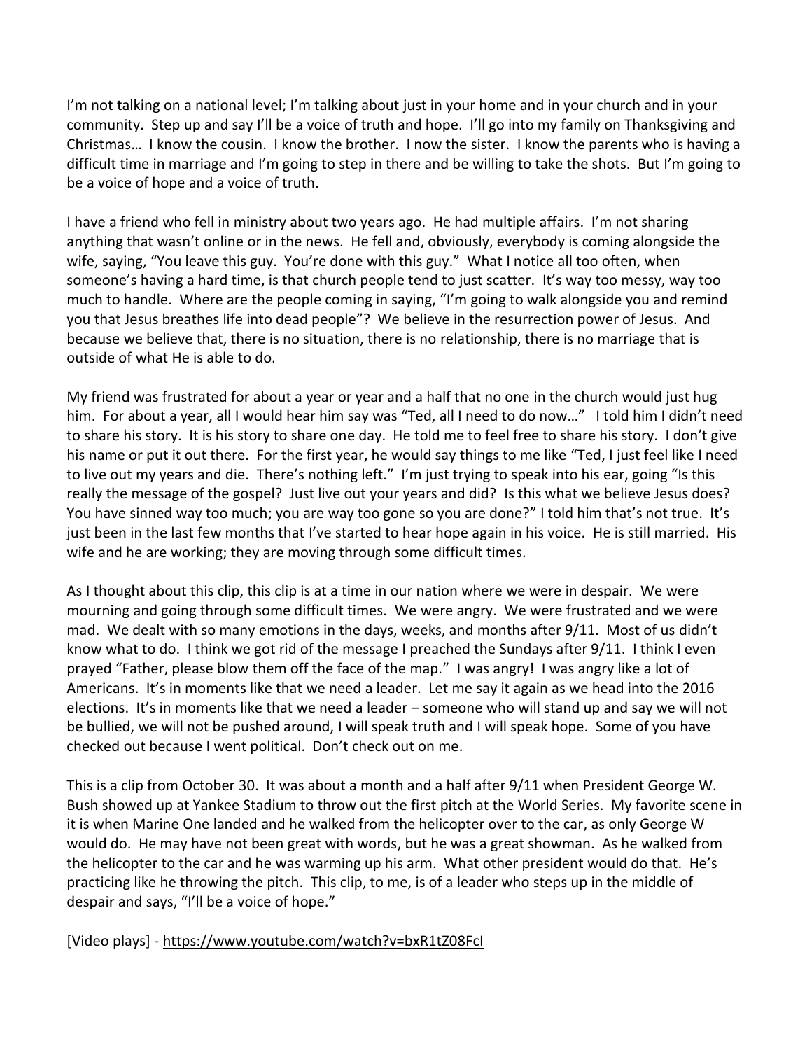I'm not talking on a national level; I'm talking about just in your home and in your church and in your community. Step up and say I'll be a voice of truth and hope. I'll go into my family on Thanksgiving and Christmas… I know the cousin. I know the brother. I now the sister. I know the parents who is having a difficult time in marriage and I'm going to step in there and be willing to take the shots. But I'm going to be a voice of hope and a voice of truth.

I have a friend who fell in ministry about two years ago. He had multiple affairs. I'm not sharing anything that wasn't online or in the news. He fell and, obviously, everybody is coming alongside the wife, saying, "You leave this guy. You're done with this guy." What I notice all too often, when someone's having a hard time, is that church people tend to just scatter. It's way too messy, way too much to handle. Where are the people coming in saying, "I'm going to walk alongside you and remind you that Jesus breathes life into dead people"? We believe in the resurrection power of Jesus. And because we believe that, there is no situation, there is no relationship, there is no marriage that is outside of what He is able to do.

My friend was frustrated for about a year or year and a half that no one in the church would just hug him. For about a year, all I would hear him say was "Ted, all I need to do now…" I told him I didn't need to share his story. It is his story to share one day. He told me to feel free to share his story. I don't give his name or put it out there. For the first year, he would say things to me like "Ted, I just feel like I need to live out my years and die. There's nothing left." I'm just trying to speak into his ear, going "Is this really the message of the gospel? Just live out your years and did? Is this what we believe Jesus does? You have sinned way too much; you are way too gone so you are done?" I told him that's not true. It's just been in the last few months that I've started to hear hope again in his voice. He is still married. His wife and he are working; they are moving through some difficult times.

As I thought about this clip, this clip is at a time in our nation where we were in despair. We were mourning and going through some difficult times. We were angry. We were frustrated and we were mad. We dealt with so many emotions in the days, weeks, and months after 9/11. Most of us didn't know what to do. I think we got rid of the message I preached the Sundays after 9/11. I think I even prayed "Father, please blow them off the face of the map." I was angry! I was angry like a lot of Americans. It's in moments like that we need a leader. Let me say it again as we head into the 2016 elections. It's in moments like that we need a leader – someone who will stand up and say we will not be bullied, we will not be pushed around, I will speak truth and I will speak hope. Some of you have checked out because I went political. Don't check out on me.

This is a clip from October 30. It was about a month and a half after 9/11 when President George W. Bush showed up at Yankee Stadium to throw out the first pitch at the World Series. My favorite scene in it is when Marine One landed and he walked from the helicopter over to the car, as only George W would do. He may have not been great with words, but he was a great showman. As he walked from the helicopter to the car and he was warming up his arm. What other president would do that. He's practicing like he throwing the pitch. This clip, to me, is of a leader who steps up in the middle of despair and says, "I'll be a voice of hope."

[Video plays] - https://www.youtube.com/watch?v=bxR1tZ08FcI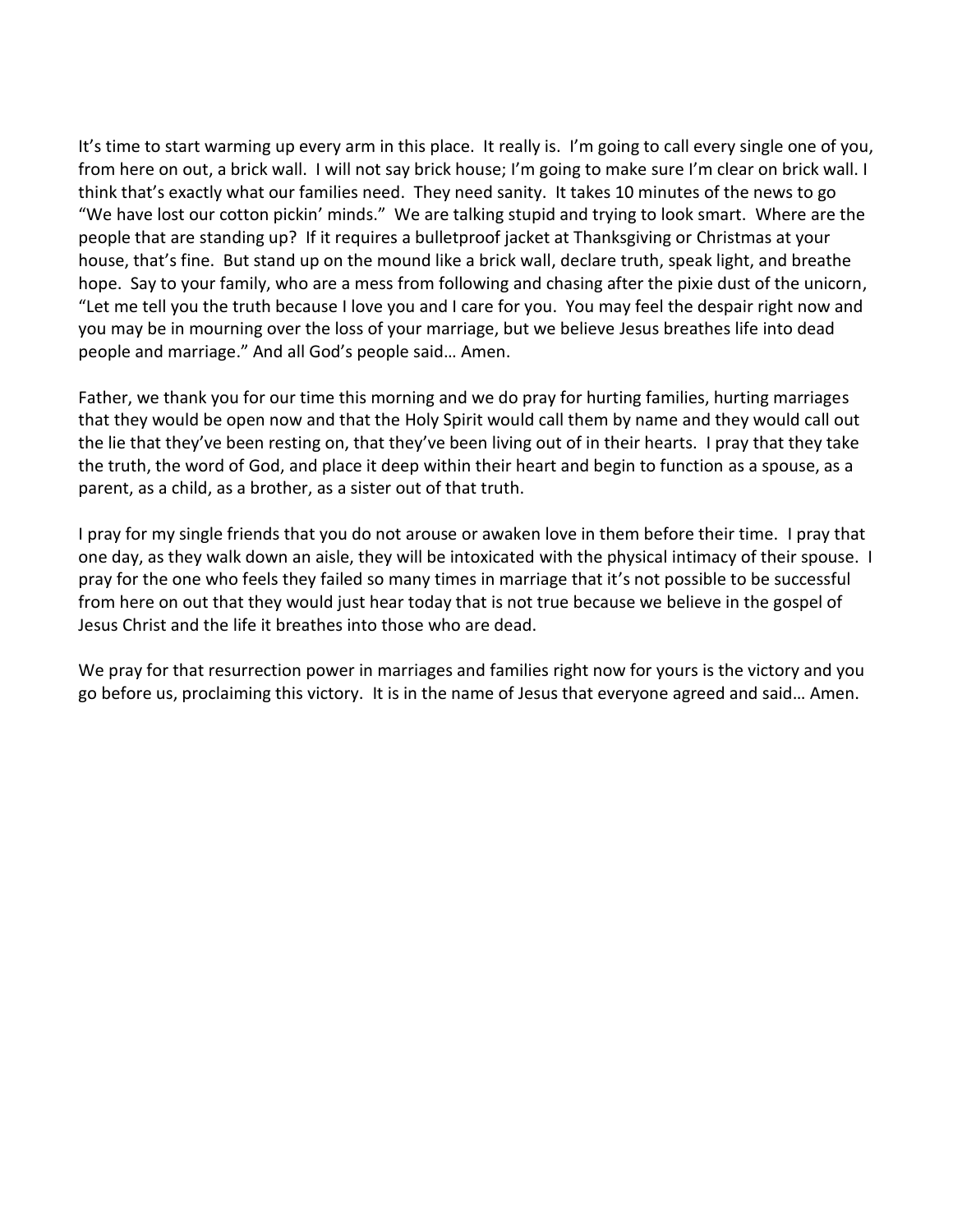It's time to start warming up every arm in this place. It really is. I'm going to call every single one of you, from here on out, a brick wall. I will not say brick house; I'm going to make sure I'm clear on brick wall. I think that's exactly what our families need. They need sanity. It takes 10 minutes of the news to go "We have lost our cotton pickin' minds." We are talking stupid and trying to look smart. Where are the people that are standing up? If it requires a bulletproof jacket at Thanksgiving or Christmas at your house, that's fine. But stand up on the mound like a brick wall, declare truth, speak light, and breathe hope. Say to your family, who are a mess from following and chasing after the pixie dust of the unicorn, "Let me tell you the truth because I love you and I care for you. You may feel the despair right now and you may be in mourning over the loss of your marriage, but we believe Jesus breathes life into dead people and marriage." And all God's people said… Amen.

Father, we thank you for our time this morning and we do pray for hurting families, hurting marriages that they would be open now and that the Holy Spirit would call them by name and they would call out the lie that they've been resting on, that they've been living out of in their hearts. I pray that they take the truth, the word of God, and place it deep within their heart and begin to function as a spouse, as a parent, as a child, as a brother, as a sister out of that truth.

I pray for my single friends that you do not arouse or awaken love in them before their time. I pray that one day, as they walk down an aisle, they will be intoxicated with the physical intimacy of their spouse. I pray for the one who feels they failed so many times in marriage that it's not possible to be successful from here on out that they would just hear today that is not true because we believe in the gospel of Jesus Christ and the life it breathes into those who are dead.

We pray for that resurrection power in marriages and families right now for yours is the victory and you go before us, proclaiming this victory. It is in the name of Jesus that everyone agreed and said… Amen.